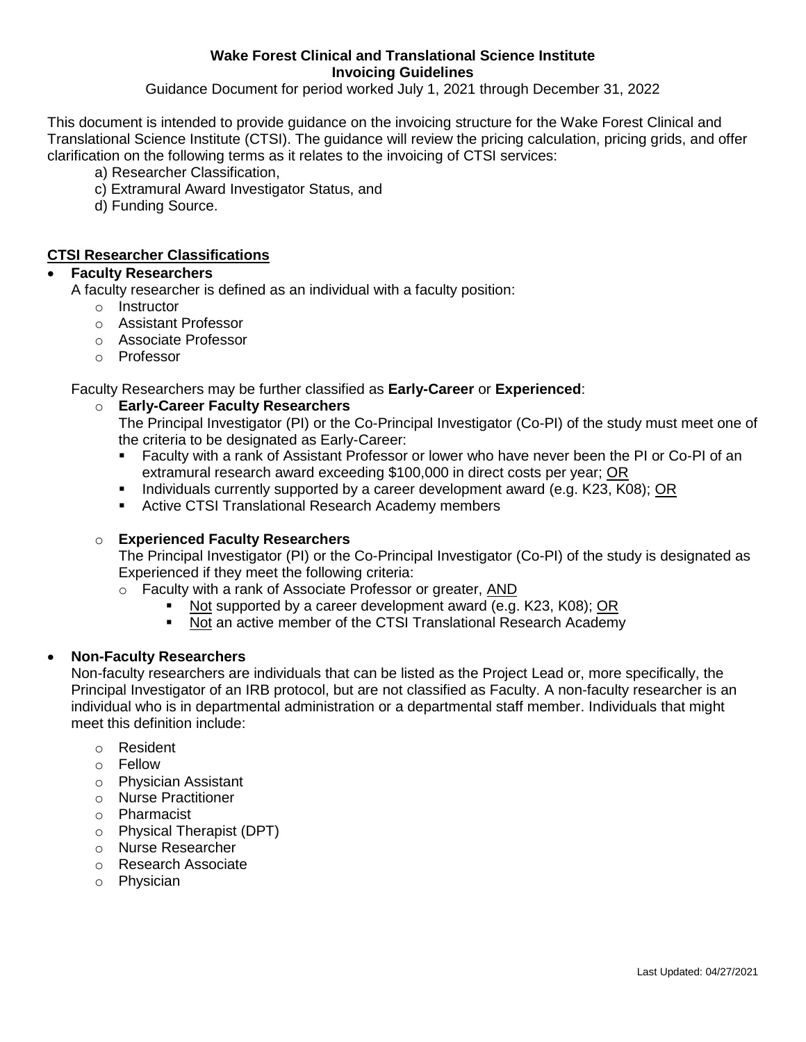**Wake Forest Clinical and Translational Science Institute**
**Invoicing Guidelines**
Guidance Document for period worked July 1, 2021 through December 31, 2022

This document is intended to provide guidance on the invoicing structure for the Wake Forest Clinical and Translational Science Institute (CTSI). The guidance will review the pricing calculation, pricing grids, and offer clarification on the following terms as it relates to the invoicing of CTSI services:

a) Researcher Classification,
c) Extramural Award Investigator Status, and
d) Funding Source.

## CTSI Researcher Classifications

- **Faculty Researchers**
  A faculty researcher is defined as an individual with a faculty position:
  - Instructor
  - Assistant Professor
  - Associate Professor
  - Professor

  Faculty Researchers may be further classified as **Early-Career** or **Experienced**:

  - **Early-Career Faculty Researchers**
    The Principal Investigator (PI) or the Co-Principal Investigator (Co-PI) of the study must meet one of the criteria to be designated as Early-Career:
    - Faculty with a rank of Assistant Professor or lower who have never been the PI or Co-PI of an extramural research award exceeding $100,000 in direct costs per year; OR
    - Individuals currently supported by a career development award (e.g. K23, K08); OR
    - Active CTSI Translational Research Academy members

  - **Experienced Faculty Researchers**
    The Principal Investigator (PI) or the Co-Principal Investigator (Co-PI) of the study is designated as Experienced if they meet the following criteria:
    - Faculty with a rank of Associate Professor or greater, AND
      - Not supported by a career development award (e.g. K23, K08); OR
      - Not an active member of the CTSI Translational Research Academy

- **Non-Faculty Researchers**
  Non-faculty researchers are individuals that can be listed as the Project Lead or, more specifically, the Principal Investigator of an IRB protocol, but are not classified as Faculty. A non-faculty researcher is an individual who is in departmental administration or a departmental staff member. Individuals that might meet this definition include:

  - Resident
  - Fellow
  - Physician Assistant
  - Nurse Practitioner
  - Pharmacist
  - Physical Therapist (DPT)
  - Nurse Researcher
  - Research Associate
  - Physician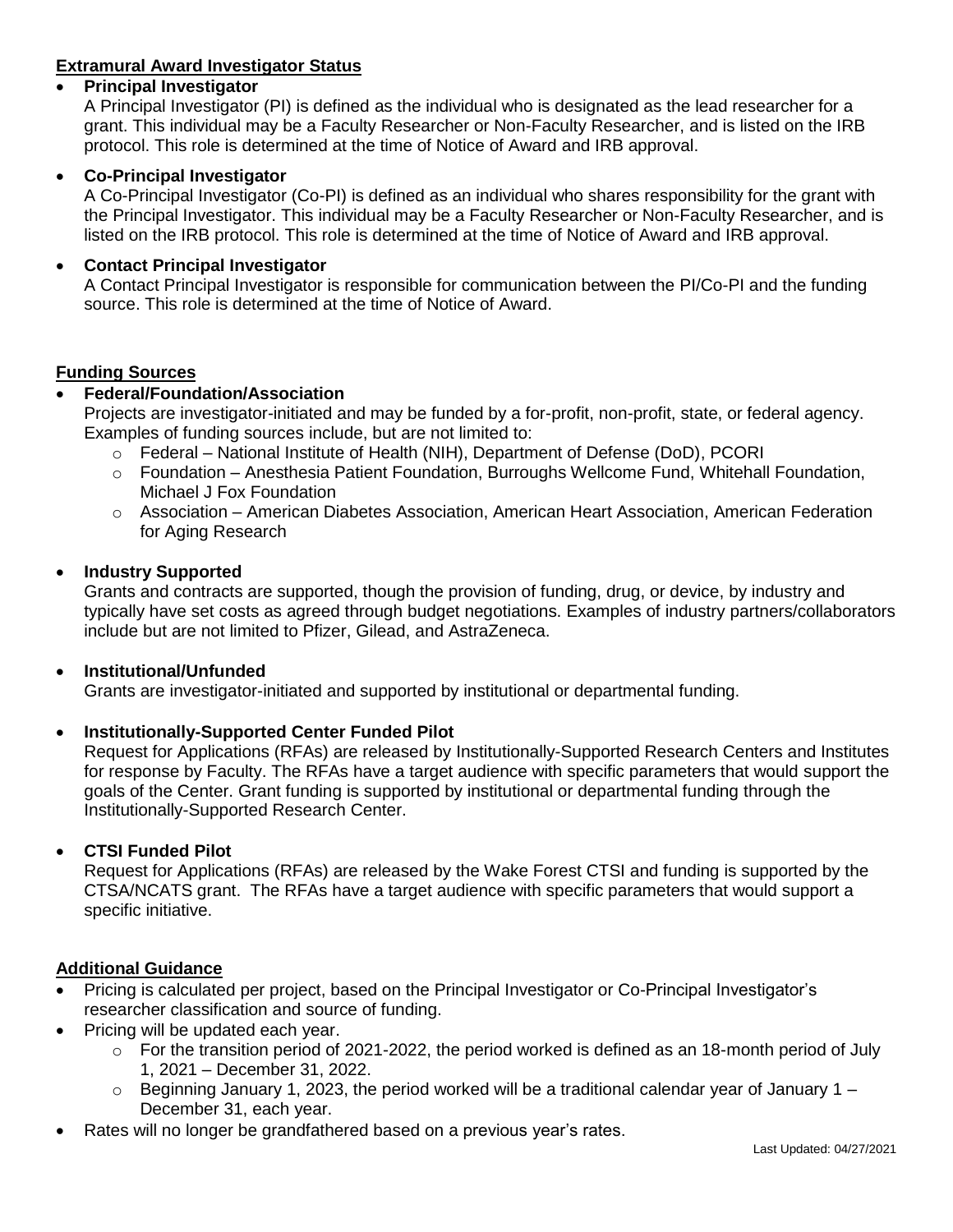## Extramural Award Investigator Status

- **Principal Investigator**
  A Principal Investigator (PI) is defined as the individual who is designated as the lead researcher for a grant. This individual may be a Faculty Researcher or Non-Faculty Researcher, and is listed on the IRB protocol. This role is determined at the time of Notice of Award and IRB approval.

- **Co-Principal Investigator**
  A Co-Principal Investigator (Co-PI) is defined as an individual who shares responsibility for the grant with the Principal Investigator. This individual may be a Faculty Researcher or Non-Faculty Researcher, and is listed on the IRB protocol. This role is determined at the time of Notice of Award and IRB approval.

- **Contact Principal Investigator**
  A Contact Principal Investigator is responsible for communication between the PI/Co-PI and the funding source. This role is determined at the time of Notice of Award.

## Funding Sources

- **Federal/Foundation/Association**
  Projects are investigator-initiated and may be funded by a for-profit, non-profit, state, or federal agency. Examples of funding sources include, but are not limited to:
  - Federal – National Institute of Health (NIH), Department of Defense (DoD), PCORI
  - Foundation – Anesthesia Patient Foundation, Burroughs Wellcome Fund, Whitehall Foundation, Michael J Fox Foundation
  - Association – American Diabetes Association, American Heart Association, American Federation for Aging Research

- **Industry Supported**
  Grants and contracts are supported, though the provision of funding, drug, or device, by industry and typically have set costs as agreed through budget negotiations. Examples of industry partners/collaborators include but are not limited to Pfizer, Gilead, and AstraZeneca.

- **Institutional/Unfunded**
  Grants are investigator-initiated and supported by institutional or departmental funding.

- **Institutionally-Supported Center Funded Pilot**
  Request for Applications (RFAs) are released by Institutionally-Supported Research Centers and Institutes for response by Faculty. The RFAs have a target audience with specific parameters that would support the goals of the Center. Grant funding is supported by institutional or departmental funding through the Institutionally-Supported Research Center.

- **CTSI Funded Pilot**
  Request for Applications (RFAs) are released by the Wake Forest CTSI and funding is supported by the CTSA/NCATS grant. The RFAs have a target audience with specific parameters that would support a specific initiative.

## Additional Guidance

- Pricing is calculated per project, based on the Principal Investigator or Co-Principal Investigator's researcher classification and source of funding.
- Pricing will be updated each year.
  - For the transition period of 2021-2022, the period worked is defined as an 18-month period of July 1, 2021 – December 31, 2022.
  - Beginning January 1, 2023, the period worked will be a traditional calendar year of January 1 – December 31, each year.
- Rates will no longer be grandfathered based on a previous year's rates.

Last Updated: 04/27/2021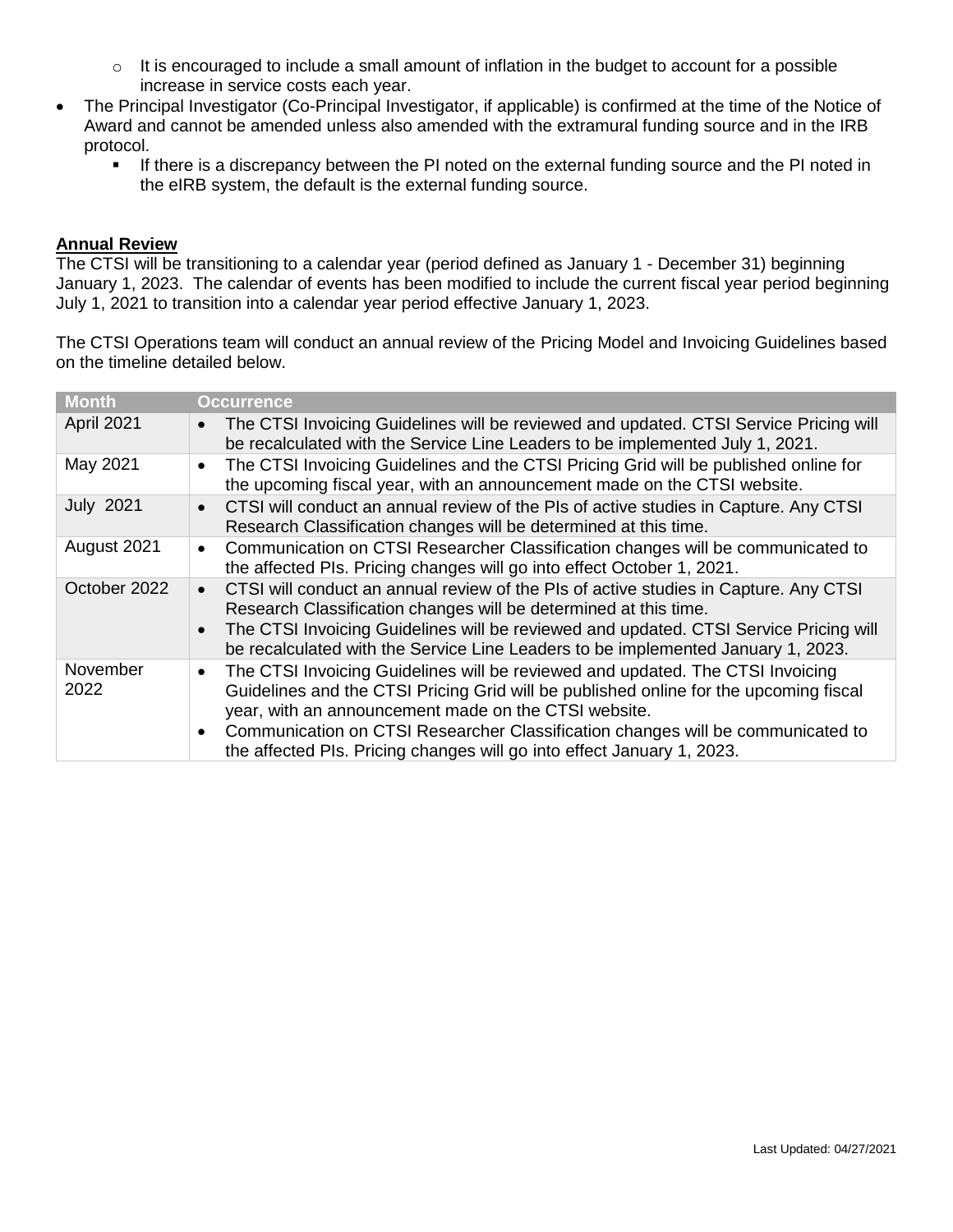- It is encouraged to include a small amount of inflation in the budget to account for a possible increase in service costs each year.
- The Principal Investigator (Co-Principal Investigator, if applicable) is confirmed at the time of the Notice of Award and cannot be amended unless also amended with the extramural funding source and in the IRB protocol.
    - If there is a discrepancy between the PI noted on the external funding source and the PI noted in the eIRB system, the default is the external funding source.

**Annual Review**

The CTSI will be transitioning to a calendar year (period defined as January 1 - December 31) beginning January 1, 2023. The calendar of events has been modified to include the current fiscal year period beginning July 1, 2021 to transition into a calendar year period effective January 1, 2023.

The CTSI Operations team will conduct an annual review of the Pricing Model and Invoicing Guidelines based on the timeline detailed below.

| Month | Occurrence |
|---|---|
| April 2021 | • The CTSI Invoicing Guidelines will be reviewed and updated. CTSI Service Pricing will be recalculated with the Service Line Leaders to be implemented July 1, 2021. |
| May 2021 | • The CTSI Invoicing Guidelines and the CTSI Pricing Grid will be published online for the upcoming fiscal year, with an announcement made on the CTSI website. |
| July 2021 | • CTSI will conduct an annual review of the PIs of active studies in Capture. Any CTSI Research Classification changes will be determined at this time. |
| August 2021 | • Communication on CTSI Researcher Classification changes will be communicated to the affected PIs. Pricing changes will go into effect October 1, 2021. |
| October 2022 | • CTSI will conduct an annual review of the PIs of active studies in Capture. Any CTSI Research Classification changes will be determined at this time.<br>• The CTSI Invoicing Guidelines will be reviewed and updated. CTSI Service Pricing will be recalculated with the Service Line Leaders to be implemented January 1, 2023. |
| November 2022 | • The CTSI Invoicing Guidelines will be reviewed and updated. The CTSI Invoicing Guidelines and the CTSI Pricing Grid will be published online for the upcoming fiscal year, with an announcement made on the CTSI website.<br>• Communication on CTSI Researcher Classification changes will be communicated to the affected PIs. Pricing changes will go into effect January 1, 2023. |

Last Updated: 04/27/2021